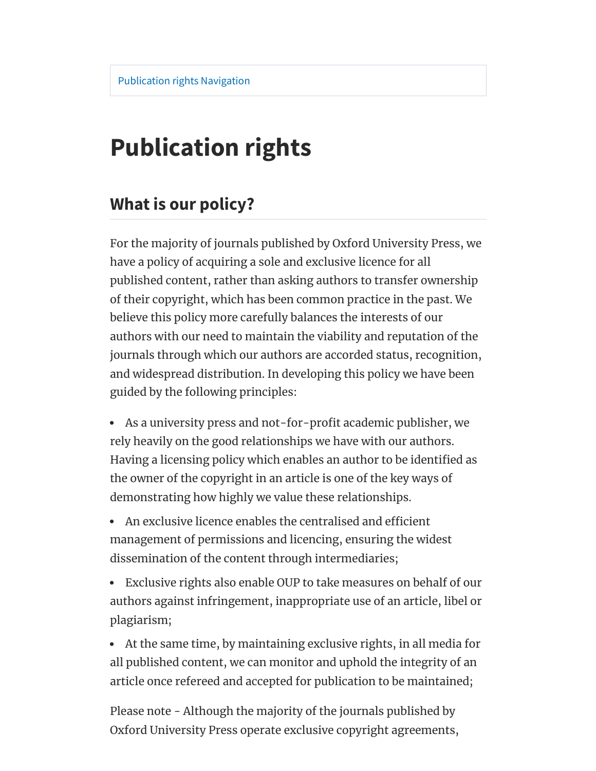Publication rights Navigation

# Publication rights

## What is our policy?

For the majority of journals published by Oxford University Press, we have a policy of acquiring a sole and exclusive licence for all published content, rather than asking authors to transfer ownership of their copyright, which has been common practice in the past. We believe this policy more carefully balances the interests of our authors with our need to maintain the viability and reputation of the journals through which our authors are accorded status, recognition, and widespread distribution. In developing this policy we have been guided by the following principles:

- As a university press and not-for-profit academic publisher, we rely heavily on the good relationships we have with our authors. Having a licensing policy which enables an author to be identified as the owner of the copyright in an article is one of the key ways of demonstrating how highly we value these relationships.
- An exclusive licence enables the centralised and efficient management of permissions and licencing, ensuring the widest dissemination of the content through intermediaries;
- Exclusive rights also enable OUP to take measures on behalf of our authors against infringement, inappropriate use of an article, libel or plagiarism;
- At the same time, by maintaining exclusive rights, in all media for all published content, we can monitor and uphold the integrity of an article once refereed and accepted for publication to be maintained;

Please note - Although the majority of the journals published by Oxford University Press operate exclusive copyright agreements,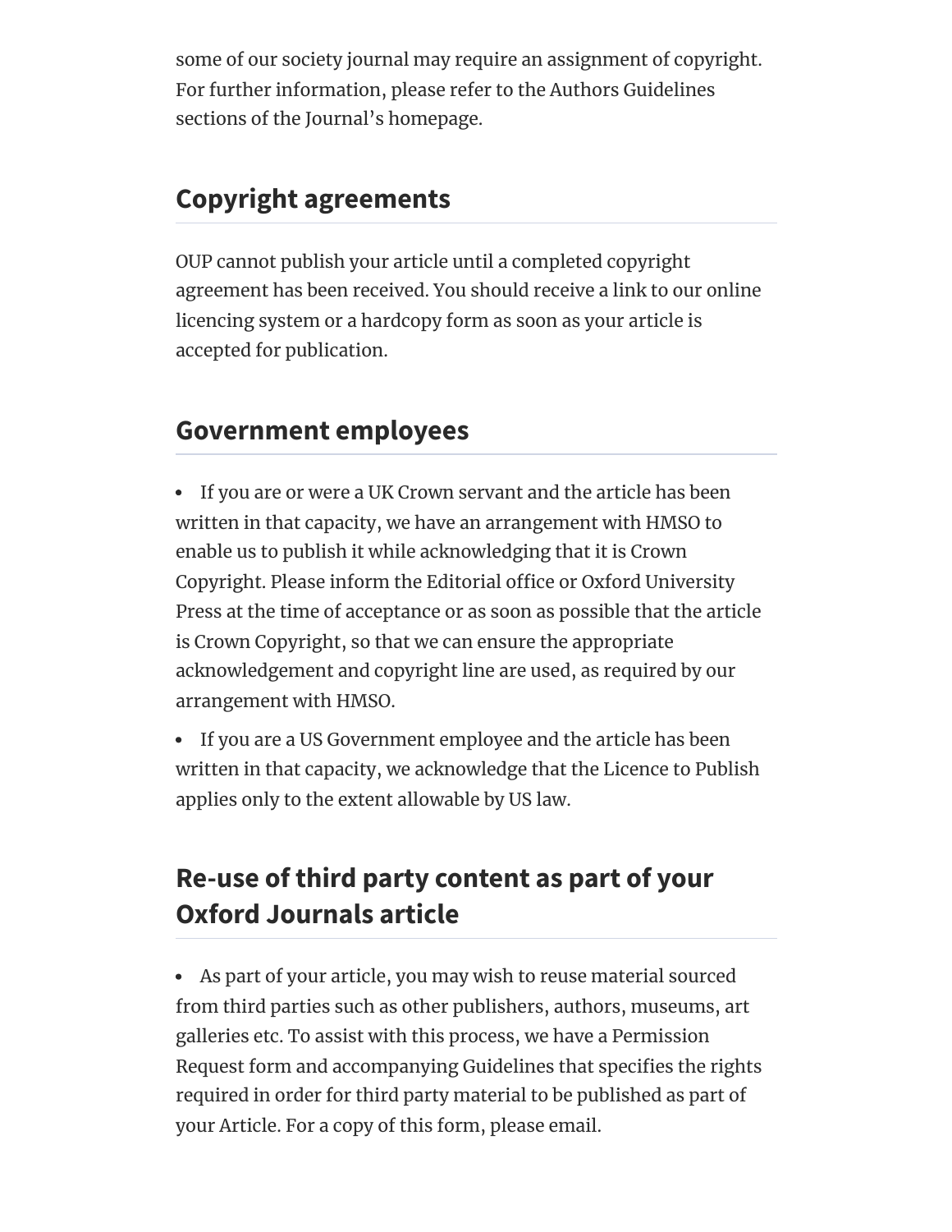some of our society journal may require an assignment of copyright. For further information, please refer to the Authors Guidelines sections of the Journal's homepage.

## Copyright agreements

OUP cannot publish your article until a completed copyright agreement has been received. You should receive a link to our online licencing system or a hardcopy form as soon as your article is accepted for publication.

## Government employees

- If you are or were a UK Crown servant and the article has been written in that capacity, we have an arrangement with HMSO to enable us to publish it while acknowledging that it is Crown Copyright. Please inform the Editorial office or Oxford University Press at the time of acceptance or as soon as possible that the article is Crown Copyright, so that we can ensure the appropriate acknowledgement and copyright line are used, as required by our arrangement with HMSO.
- If you are a US Government employee and the article has been written in that capacity, we acknowledge that the Licence to Publish applies only to the extent allowable by US law.

## Re-use of third party content as part of your Oxford Journals article

- As part of your article, you may wish to reuse material sourced from third parties such as other publishers, authors, museums, art galleries etc. To assist with this process, we have a Permission Request form and accompanying Guidelines that specifies the rights required in order for third party material to be published as part of your Article. For a copy of this form, please email.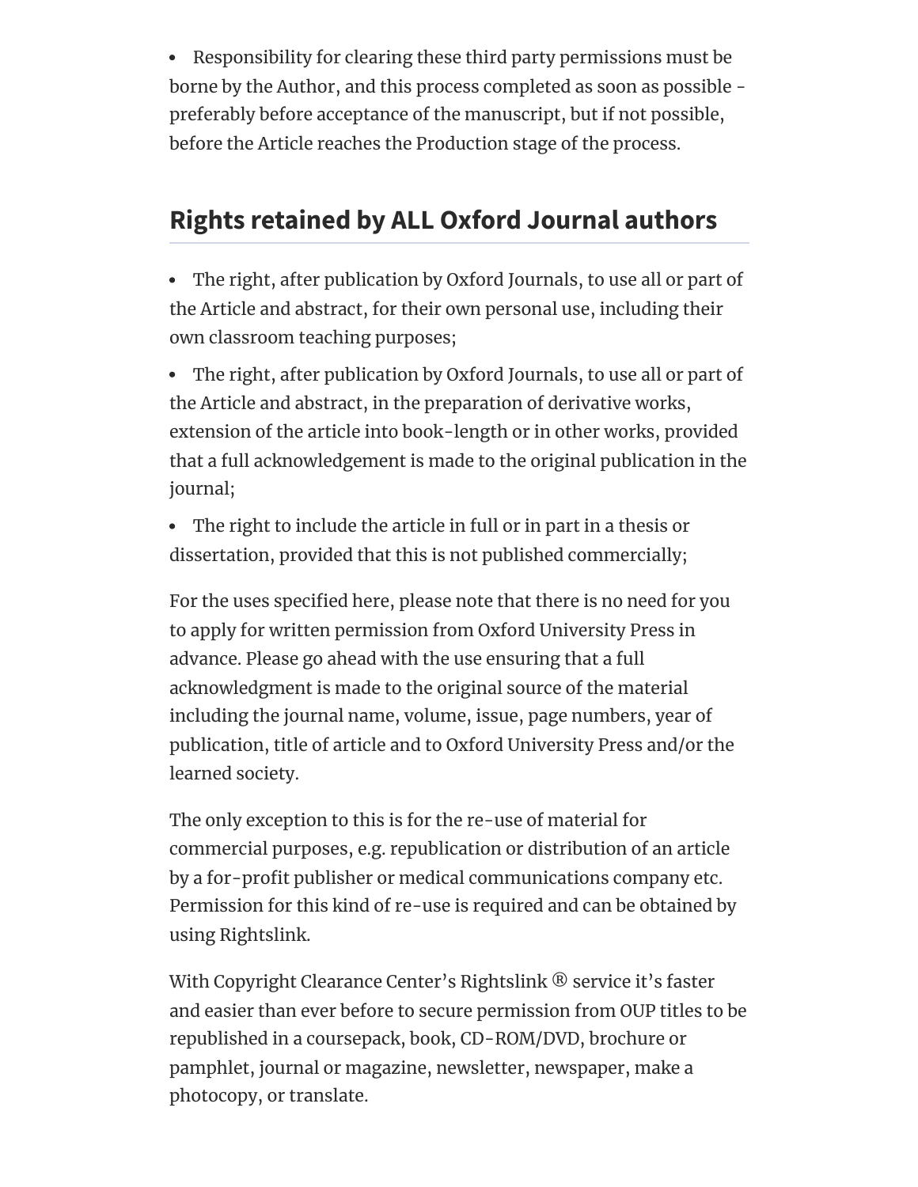- Responsibility for clearing these third party permissions must be borne by the Author, and this process completed as soon as possible - preferably before acceptance of the manuscript, but if not possible, before the Article reaches the Production stage of the process.

## Rights retained by ALL Oxford Journal authors

- The right, after publication by Oxford Journals, to use all or part of the Article and abstract, for their own personal use, including their own classroom teaching purposes;
- The right, after publication by Oxford Journals, to use all or part of the Article and abstract, in the preparation of derivative works, extension of the article into book-length or in other works, provided that a full acknowledgement is made to the original publication in the journal;
- The right to include the article in full or in part in a thesis or dissertation, provided that this is not published commercially;

For the uses specified here, please note that there is no need for you to apply for written permission from Oxford University Press in advance. Please go ahead with the use ensuring that a full acknowledgment is made to the original source of the material including the journal name, volume, issue, page numbers, year of publication, title of article and to Oxford University Press and/or the learned society.

The only exception to this is for the re-use of material for commercial purposes, e.g. republication or distribution of an article by a for-profit publisher or medical communications company etc. Permission for this kind of re-use is required and can be obtained by using Rightslink.

With Copyright Clearance Center's Rightslink ® service it's faster and easier than ever before to secure permission from OUP titles to be republished in a coursepack, book, CD-ROM/DVD, brochure or pamphlet, journal or magazine, newsletter, newspaper, make a photocopy, or translate.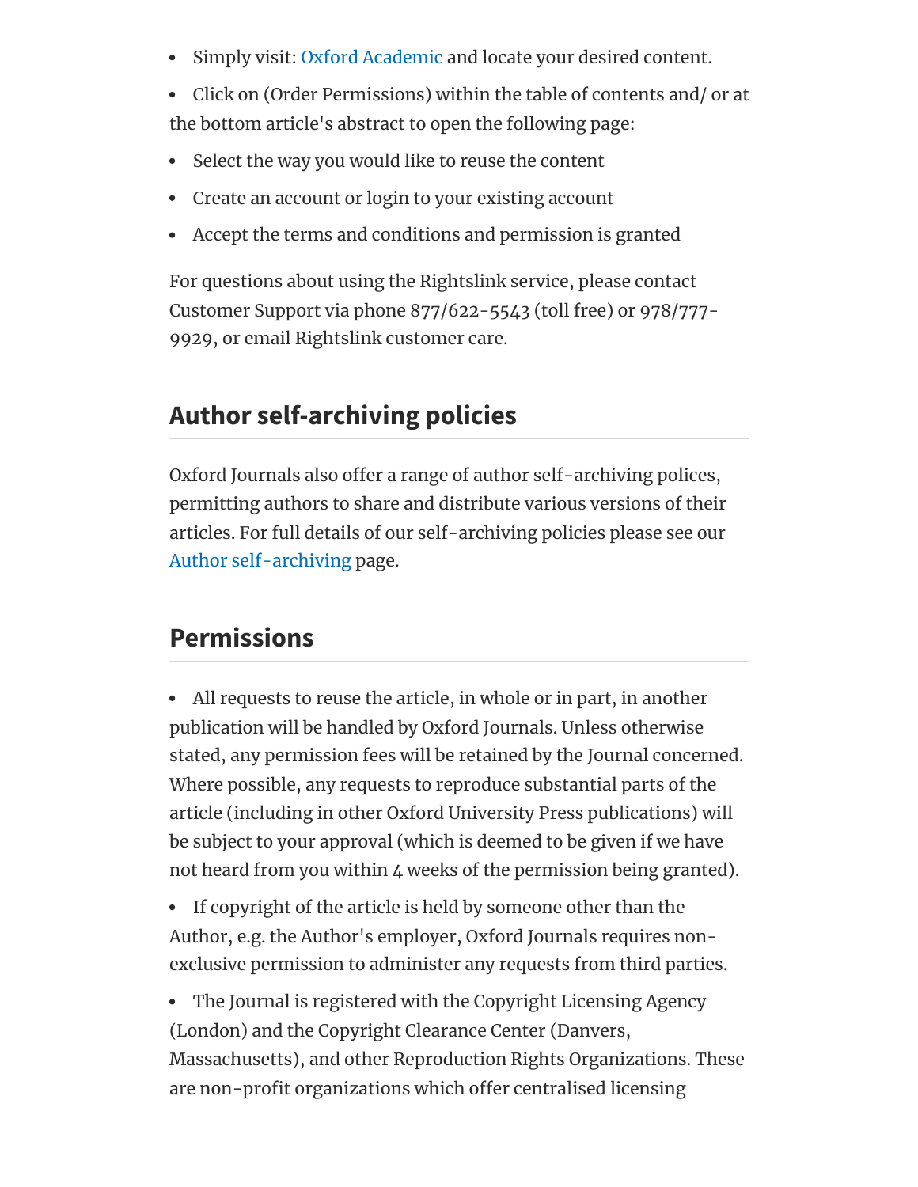- Simply visit: Oxford Academic and locate your desired content.
- Click on (Order Permissions) within the table of contents and/ or at the bottom article's abstract to open the following page:
- Select the way you would like to reuse the content
- Create an account or login to your existing account
- Accept the terms and conditions and permission is granted

For questions about using the Rightslink service, please contact Customer Support via phone 877/622-5543 (toll free) or 978/777-9929, or email Rightslink customer care.

## Author self-archiving policies

Oxford Journals also offer a range of author self-archiving polices, permitting authors to share and distribute various versions of their articles. For full details of our self-archiving policies please see our Author self-archiving page.

## Permissions

- All requests to reuse the article, in whole or in part, in another publication will be handled by Oxford Journals. Unless otherwise stated, any permission fees will be retained by the Journal concerned. Where possible, any requests to reproduce substantial parts of the article (including in other Oxford University Press publications) will be subject to your approval (which is deemed to be given if we have not heard from you within 4 weeks of the permission being granted).
- If copyright of the article is held by someone other than the Author, e.g. the Author's employer, Oxford Journals requires non-exclusive permission to administer any requests from third parties.
- The Journal is registered with the Copyright Licensing Agency (London) and the Copyright Clearance Center (Danvers, Massachusetts), and other Reproduction Rights Organizations. These are non-profit organizations which offer centralised licensing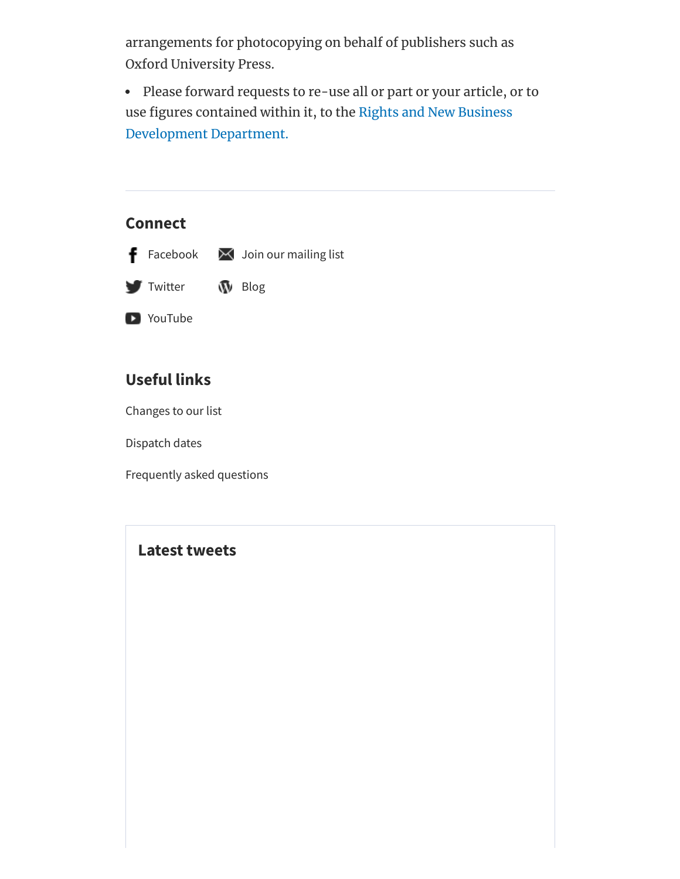arrangements for photocopying on behalf of publishers such as Oxford University Press.

- Please forward requests to re-use all or part or your article, or to use figures contained within it, to the Rights and New Business Development Department.

---

## Connect

Facebook

Join our mailing list

Twitter

Blog

YouTube

## Useful links

Changes to our list

Dispatch dates

Frequently asked questions

## Latest tweets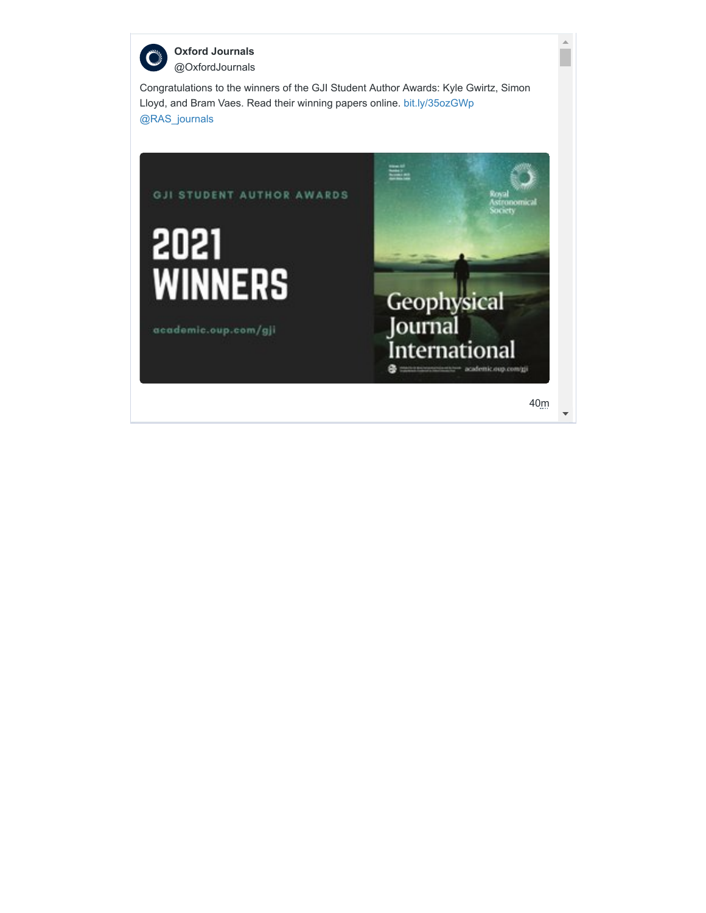**Oxford Journals**
@OxfordJournals

Congratulations to the winners of the GJI Student Author Awards: Kyle Gwirtz, Simon Lloyd, and Bram Vaes. Read their winning papers online. bit.ly/35ozGWp
@RAS_journals

GJI STUDENT AUTHOR AWARDS

2021
WINNERS

academic.oup.com/gji

Royal Astronomical Society

Geophysical Journal International

academic.oup.com/gji

40m